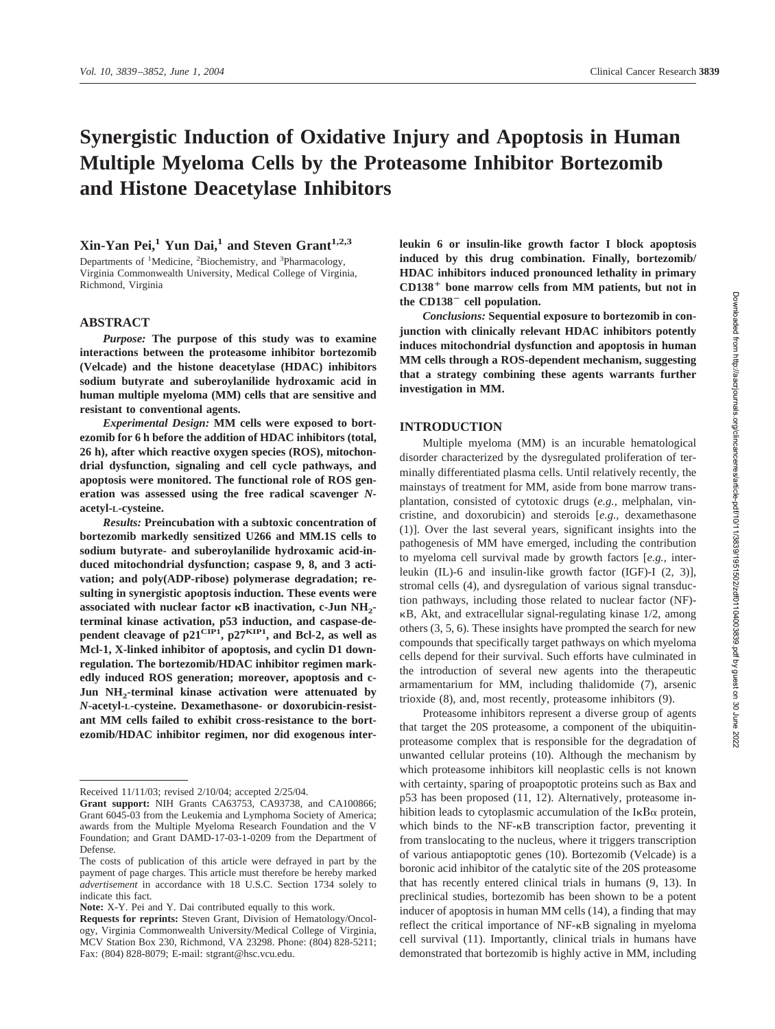# Synergistic Induction of Oxidative Injury and Apoptosis in Human Multiple Myeloma Cells by the Proteasome Inhibitor Bortezomib and Histone Deacetylase Inhibitors

**Xin-Yan Pei,[1] Yun Dai,[1] and Steven Grant[1,2,3]**

Departments of [1]Medicine, [2]Biochemistry, and [3]Pharmacology, Virginia Commonwealth University, Medical College of Virginia, Richmond, Virginia

## ABSTRACT

*Purpose:* **The purpose of this study was to examine interactions between the proteasome inhibitor bortezomib (Velcade) and the histone deacetylase (HDAC) inhibitors sodium butyrate and suberoylanilide hydroxamic acid in human multiple myeloma (MM) cells that are sensitive and resistant to conventional agents.**

*Experimental Design:* **MM cells were exposed to bortezomib for 6 h before the addition of HDAC inhibitors (total, 26 h), after which reactive oxygen species (ROS), mitochondrial dysfunction, signaling and cell cycle pathways, and apoptosis were monitored. The functional role of ROS generation was assessed using the free radical scavenger *N*-acetyl-L-cysteine.**

*Results:* **Preincubation with a subtoxic concentration of bortezomib markedly sensitized U266 and MM.1S cells to sodium butyrate- and suberoylanilide hydroxamic acid-induced mitochondrial dysfunction; caspase 9, 8, and 3 activation; and poly(ADP-ribose) polymerase degradation; resulting in synergistic apoptosis induction. These events were associated with nuclear factor κB inactivation, c-Jun $NH_2$-terminal kinase activation, p53 induction, and caspase-dependent cleavage of $p21^{CIP1}$, $p27^{KIP1}$, and Bcl-2, as well as Mcl-1, X-linked inhibitor of apoptosis, and cyclin D1 downregulation. The bortezomib/HDAC inhibitor regimen markedly induced ROS generation; moreover, apoptosis and c-Jun $NH_2$-terminal kinase activation were attenuated by *N*-acetyl-L-cysteine. Dexamethasone- or doxorubicin-resistant MM cells failed to exhibit cross-resistance to the bortezomib/HDAC inhibitor regimen, nor did exogenous interleukin 6 or insulin-like growth factor I block apoptosis induced by this drug combination. Finally, bortezomib/HDAC inhibitors induced pronounced lethality in primary $CD138^+$ bone marrow cells from MM patients, but not in the $CD138^-$ cell population.**

*Conclusions:* **Sequential exposure to bortezomib in conjunction with clinically relevant HDAC inhibitors potently induces mitochondrial dysfunction and apoptosis in human MM cells through a ROS-dependent mechanism, suggesting that a strategy combining these agents warrants further investigation in MM.**

## INTRODUCTION

Multiple myeloma (MM) is an incurable hematological disorder characterized by the dysregulated proliferation of terminally differentiated plasma cells. Until relatively recently, the mainstays of treatment for MM, aside from bone marrow transplantation, consisted of cytotoxic drugs (*e.g.,* melphalan, vincristine, and doxorubicin) and steroids [*e.g.*, dexamethasone (1)]. Over the last several years, significant insights into the pathogenesis of MM have emerged, including the contribution to myeloma cell survival made by growth factors [*e.g.,* interleukin (IL)-6 and insulin-like growth factor (IGF)-I (2, 3)], stromal cells (4), and dysregulation of various signal transduction pathways, including those related to nuclear factor (NF)-κB, Akt, and extracellular signal-regulating kinase 1/2, among others (3, 5, 6). These insights have prompted the search for new compounds that specifically target pathways on which myeloma cells depend for their survival. Such efforts have culminated in the introduction of several new agents into the therapeutic armamentarium for MM, including thalidomide (7), arsenic trioxide (8), and, most recently, proteasome inhibitors (9).

Proteasome inhibitors represent a diverse group of agents that target the 20S proteasome, a component of the ubiquitin-proteasome complex that is responsible for the degradation of unwanted cellular proteins (10). Although the mechanism by which proteasome inhibitors kill neoplastic cells is not known with certainty, sparing of proapoptotic proteins such as Bax and p53 has been proposed (11, 12). Alternatively, proteasome inhibition leads to cytoplasmic accumulation of the IκBα protein, which binds to the NF-κB transcription factor, preventing it from translocating to the nucleus, where it triggers transcription of various antiapoptotic genes (10). Bortezomib (Velcade) is a boronic acid inhibitor of the catalytic site of the 20S proteasome that has recently entered clinical trials in humans (9, 13). In preclinical studies, bortezomib has been shown to be a potent inducer of apoptosis in human MM cells (14), a finding that may reflect the critical importance of NF-κB signaling in myeloma cell survival (11). Importantly, clinical trials in humans have demonstrated that bortezomib is highly active in MM, including

---

Received 11/11/03; revised 2/10/04; accepted 2/25/04.

**Grant support:** NIH Grants CA63753, CA93738, and CA100866; Grant 6045-03 from the Leukemia and Lymphoma Society of America; awards from the Multiple Myeloma Research Foundation and the V Foundation; and Grant DAMD-17-03-1-0209 from the Department of Defense.

The costs of publication of this article were defrayed in part by the payment of page charges. This article must therefore be hereby marked *advertisement* in accordance with 18 U.S.C. Section 1734 solely to indicate this fact.

**Note:** X-Y. Pei and Y. Dai contributed equally to this work.

**Requests for reprints:** Steven Grant, Division of Hematology/Oncology, Virginia Commonwealth University/Medical College of Virginia, MCV Station Box 230, Richmond, VA 23298. Phone: (804) 828-5211; Fax: (804) 828-8079; E-mail: stgrant@hsc.vcu.edu.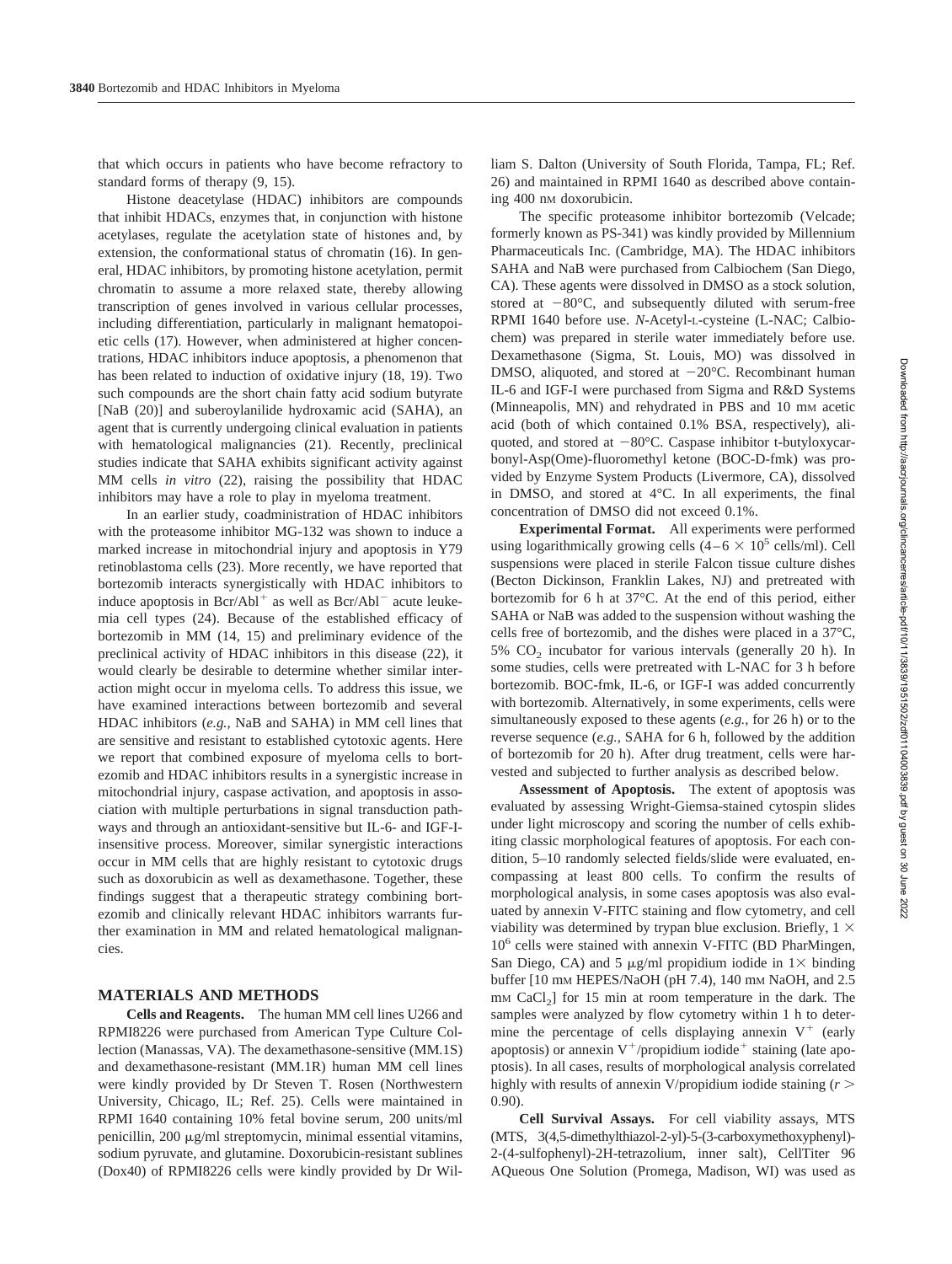that which occurs in patients who have become refractory to standard forms of therapy (9, 15).

Histone deacetylase (HDAC) inhibitors are compounds that inhibit HDACs, enzymes that, in conjunction with histone acetylases, regulate the acetylation state of histones and, by extension, the conformational status of chromatin (16). In general, HDAC inhibitors, by promoting histone acetylation, permit chromatin to assume a more relaxed state, thereby allowing transcription of genes involved in various cellular processes, including differentiation, particularly in malignant hematopoietic cells (17). However, when administered at higher concentrations, HDAC inhibitors induce apoptosis, a phenomenon that has been related to induction of oxidative injury (18, 19). Two such compounds are the short chain fatty acid sodium butyrate [NaB (20)] and suberoylanilide hydroxamic acid (SAHA), an agent that is currently undergoing clinical evaluation in patients with hematological malignancies (21). Recently, preclinical studies indicate that SAHA exhibits significant activity against MM cells *in vitro* (22), raising the possibility that HDAC inhibitors may have a role to play in myeloma treatment.

In an earlier study, coadministration of HDAC inhibitors with the proteasome inhibitor MG-132 was shown to induce a marked increase in mitochondrial injury and apoptosis in Y79 retinoblastoma cells (23). More recently, we have reported that bortezomib interacts synergistically with HDAC inhibitors to induce apoptosis in Bcr/Abl$^+$ as well as Bcr/Abl$^-$ acute leukemia cell types (24). Because of the established efficacy of bortezomib in MM (14, 15) and preliminary evidence of the preclinical activity of HDAC inhibitors in this disease (22), it would clearly be desirable to determine whether similar interaction might occur in myeloma cells. To address this issue, we have examined interactions between bortezomib and several HDAC inhibitors (*e.g.,* NaB and SAHA) in MM cell lines that are sensitive and resistant to established cytotoxic agents. Here we report that combined exposure of myeloma cells to bortezomib and HDAC inhibitors results in a synergistic increase in mitochondrial injury, caspase activation, and apoptosis in association with multiple perturbations in signal transduction pathways and through an antioxidant-sensitive but IL-6- and IGF-I-insensitive process. Moreover, similar synergistic interactions occur in MM cells that are highly resistant to cytotoxic drugs such as doxorubicin as well as dexamethasone. Together, these findings suggest that a therapeutic strategy combining bortezomib and clinically relevant HDAC inhibitors warrants further examination in MM and related hematological malignancies.

## MATERIALS AND METHODS

**Cells and Reagents.** The human MM cell lines U266 and RPMI8226 were purchased from American Type Culture Collection (Manassas, VA). The dexamethasone-sensitive (MM.1S) and dexamethasone-resistant (MM.1R) human MM cell lines were kindly provided by Dr Steven T. Rosen (Northwestern University, Chicago, IL; Ref. 25). Cells were maintained in RPMI 1640 containing 10% fetal bovine serum, 200 units/ml penicillin, 200 μg/ml streptomycin, minimal essential vitamins, sodium pyruvate, and glutamine. Doxorubicin-resistant sublines (Dox40) of RPMI8226 cells were kindly provided by Dr William S. Dalton (University of South Florida, Tampa, FL; Ref. 26) and maintained in RPMI 1640 as described above containing 400 nM doxorubicin.

The specific proteasome inhibitor bortezomib (Velcade; formerly known as PS-341) was kindly provided by Millennium Pharmaceuticals Inc. (Cambridge, MA). The HDAC inhibitors SAHA and NaB were purchased from Calbiochem (San Diego, CA). These agents were dissolved in DMSO as a stock solution, stored at −80°C, and subsequently diluted with serum-free RPMI 1640 before use. *N*-Acetyl-L-cysteine (L-NAC; Calbiochem) was prepared in sterile water immediately before use. Dexamethasone (Sigma, St. Louis, MO) was dissolved in DMSO, aliquoted, and stored at −20°C. Recombinant human IL-6 and IGF-I were purchased from Sigma and R&D Systems (Minneapolis, MN) and rehydrated in PBS and 10 mM acetic acid (both of which contained 0.1% BSA, respectively), aliquoted, and stored at −80°C. Caspase inhibitor t-butyloxycarbonyl-Asp(Ome)-fluoromethyl ketone (BOC-D-fmk) was provided by Enzyme System Products (Livermore, CA), dissolved in DMSO, and stored at 4°C. In all experiments, the final concentration of DMSO did not exceed 0.1%.

**Experimental Format.** All experiments were performed using logarithmically growing cells ($4–6 \times 10^5$ cells/ml). Cell suspensions were placed in sterile Falcon tissue culture dishes (Becton Dickinson, Franklin Lakes, NJ) and pretreated with bortezomib for 6 h at 37°C. At the end of this period, either SAHA or NaB was added to the suspension without washing the cells free of bortezomib, and the dishes were placed in a 37°C, 5% $CO_2$ incubator for various intervals (generally 20 h). In some studies, cells were pretreated with L-NAC for 3 h before bortezomib. BOC-fmk, IL-6, or IGF-I was added concurrently with bortezomib. Alternatively, in some experiments, cells were simultaneously exposed to these agents (*e.g.,* for 26 h) or to the reverse sequence (*e.g.,* SAHA for 6 h, followed by the addition of bortezomib for 20 h). After drug treatment, cells were harvested and subjected to further analysis as described below.

**Assessment of Apoptosis.** The extent of apoptosis was evaluated by assessing Wright-Giemsa-stained cytospin slides under light microscopy and scoring the number of cells exhibiting classic morphological features of apoptosis. For each condition, 5–10 randomly selected fields/slide were evaluated, encompassing at least 800 cells. To confirm the results of morphological analysis, in some cases apoptosis was also evaluated by annexin V-FITC staining and flow cytometry, and cell viability was determined by trypan blue exclusion. Briefly, $1 \times 10^6$ cells were stained with annexin V-FITC (BD PharMingen, San Diego, CA) and 5 μg/ml propidium iodide in 1× binding buffer [10 mM HEPES/NaOH (pH 7.4), 140 mM NaOH, and 2.5 mM $CaCl_2$] for 15 min at room temperature in the dark. The samples were analyzed by flow cytometry within 1 h to determine the percentage of cells displaying annexin V$^+$ (early apoptosis) or annexin V$^+$/propidium iodide$^+$ staining (late apoptosis). In all cases, results of morphological analysis correlated highly with results of annexin V/propidium iodide staining ($r >$ 0.90).

**Cell Survival Assays.** For cell viability assays, MTS (MTS, 3(4,5-dimethylthiazol-2-yl)-5-(3-carboxymethoxyphenyl)-2-(4-sulfophenyl)-2H-tetrazolium, inner salt), CellTiter 96 AQueous One Solution (Promega, Madison, WI) was used as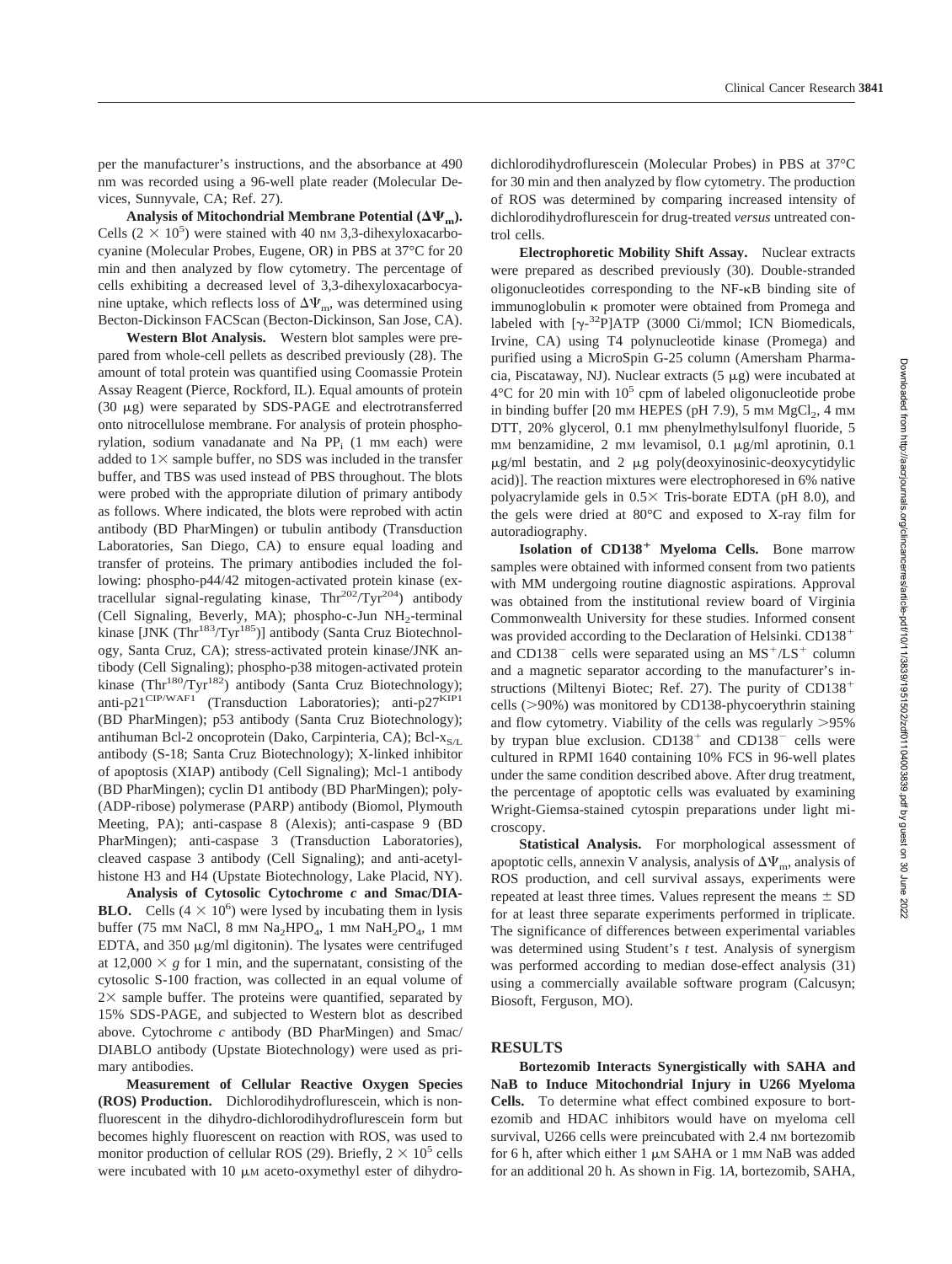per the manufacturer's instructions, and the absorbance at 490 nm was recorded using a 96-well plate reader (Molecular Devices, Sunnyvale, CA; Ref. 27).

**Analysis of Mitochondrial Membrane Potential ($\Delta\Psi_m$).** Cells ($2 \times 10^5$) were stained with 40 nM 3,3-dihexyloxacarbocyanine (Molecular Probes, Eugene, OR) in PBS at 37°C for 20 min and then analyzed by flow cytometry. The percentage of cells exhibiting a decreased level of 3,3-dihexyloxacarbocyanine uptake, which reflects loss of $\Delta\Psi_m$, was determined using Becton-Dickinson FACScan (Becton-Dickinson, San Jose, CA).

**Western Blot Analysis.** Western blot samples were prepared from whole-cell pellets as described previously (28). The amount of total protein was quantified using Coomassie Protein Assay Reagent (Pierce, Rockford, IL). Equal amounts of protein (30 μg) were separated by SDS-PAGE and electrotransferred onto nitrocellulose membrane. For analysis of protein phosphorylation, sodium vanadanate and Na $PP_i$ (1 mM each) were added to 1× sample buffer, no SDS was included in the transfer buffer, and TBS was used instead of PBS throughout. The blots were probed with the appropriate dilution of primary antibody as follows. Where indicated, the blots were reprobed with actin antibody (BD PharMingen) or tubulin antibody (Transduction Laboratories, San Diego, CA) to ensure equal loading and transfer of proteins. The primary antibodies included the following: phospho-p44/42 mitogen-activated protein kinase (extracellular signal-regulating kinase, $Thr^{202}/Tyr^{204}$) antibody (Cell Signaling, Beverly, MA); phospho-c-Jun $NH_2$-terminal kinase [JNK ($Thr^{183}/Tyr^{185}$)] antibody (Santa Cruz Biotechnology, Santa Cruz, CA); stress-activated protein kinase/JNK antibody (Cell Signaling); phospho-p38 mitogen-activated protein kinase ($Thr^{180}/Tyr^{182}$) antibody (Santa Cruz Biotechnology); anti-$p21^{CIP/WAF1}$ (Transduction Laboratories); anti-$p27^{KIP1}$ (BD PharMingen); p53 antibody (Santa Cruz Biotechnology); antihuman Bcl-2 oncoprotein (Dako, Carpinteria, CA); Bcl-$x_{S/L}$ antibody (S-18; Santa Cruz Biotechnology); X-linked inhibitor of apoptosis (XIAP) antibody (Cell Signaling); Mcl-1 antibody (BD PharMingen); cyclin D1 antibody (BD PharMingen); poly-(ADP-ribose) polymerase (PARP) antibody (Biomol, Plymouth Meeting, PA); anti-caspase 8 (Alexis); anti-caspase 9 (BD PharMingen); anti-caspase 3 (Transduction Laboratories), cleaved caspase 3 antibody (Cell Signaling); and anti-acetyl-histone H3 and H4 (Upstate Biotechnology, Lake Placid, NY).

**Analysis of Cytosolic Cytochrome *c* and Smac/DIABLO.** Cells ($4 \times 10^6$) were lysed by incubating them in lysis buffer (75 mM NaCl, 8 mM $Na_2HPO_4$, 1 mM $NaH_2PO_4$, 1 mM EDTA, and 350 μg/ml digitonin). The lysates were centrifuged at 12,000 × *g* for 1 min, and the supernatant, consisting of the cytosolic S-100 fraction, was collected in an equal volume of 2× sample buffer. The proteins were quantified, separated by 15% SDS-PAGE, and subjected to Western blot as described above. Cytochrome *c* antibody (BD PharMingen) and Smac/DIABLO antibody (Upstate Biotechnology) were used as primary antibodies.

**Measurement of Cellular Reactive Oxygen Species (ROS) Production.** Dichlorodihydroflurescein, which is nonfluorescent in the dihydro-dichlorodihydroflurescein form but becomes highly fluorescent on reaction with ROS, was used to monitor production of cellular ROS (29). Briefly, $2 \times 10^5$ cells were incubated with 10 μM aceto-oxymethyl ester of dihydrodichlorodihydroflurescein (Molecular Probes) in PBS at 37°C for 30 min and then analyzed by flow cytometry. The production of ROS was determined by comparing increased intensity of dichlorodihydroflurescein for drug-treated *versus* untreated control cells.

**Electrophoretic Mobility Shift Assay.** Nuclear extracts were prepared as described previously (30). Double-stranded oligonucleotides corresponding to the NF-κB binding site of immunoglobulin κ promoter were obtained from Promega and labeled with [γ-$^{32}$P]ATP (3000 Ci/mmol; ICN Biomedicals, Irvine, CA) using T4 polynucleotide kinase (Promega) and purified using a MicroSpin G-25 column (Amersham Pharmacia, Piscataway, NJ). Nuclear extracts (5 μg) were incubated at 4°C for 20 min with $10^5$ cpm of labeled oligonucleotide probe in binding buffer [20 mM HEPES (pH 7.9), 5 mM $MgCl_2$, 4 mM DTT, 20% glycerol, 0.1 mM phenylmethylsulfonyl fluoride, 5 mM benzamidine, 2 mM levamisol, 0.1 μg/ml aprotinin, 0.1 μg/ml bestatin, and 2 μg poly(deoxyinosinic-deoxycytidylic acid)]. The reaction mixtures were electrophoresed in 6% native polyacrylamide gels in 0.5× Tris-borate EDTA (pH 8.0), and the gels were dried at 80°C and exposed to X-ray film for autoradiography.

**Isolation of CD138⁺ Myeloma Cells.** Bone marrow samples were obtained with informed consent from two patients with MM undergoing routine diagnostic aspirations. Approval was obtained from the institutional review board of Virginia Commonwealth University for these studies. Informed consent was provided according to the Declaration of Helsinki. CD138⁺ and CD138⁻ cells were separated using an MS⁺/LS⁺ column and a magnetic separator according to the manufacturer's instructions (Miltenyi Biotec; Ref. 27). The purity of CD138⁺ cells (>90%) was monitored by CD138-phycoerythrin staining and flow cytometry. Viability of the cells was regularly >95% by trypan blue exclusion. CD138⁺ and CD138⁻ cells were cultured in RPMI 1640 containing 10% FCS in 96-well plates under the same condition described above. After drug treatment, the percentage of apoptotic cells was evaluated by examining Wright-Giemsa-stained cytospin preparations under light microscopy.

**Statistical Analysis.** For morphological assessment of apoptotic cells, annexin V analysis, analysis of $\Delta\Psi_m$, analysis of ROS production, and cell survival assays, experiments were repeated at least three times. Values represent the means ± SD for at least three separate experiments performed in triplicate. The significance of differences between experimental variables was determined using Student's *t* test. Analysis of synergism was performed according to median dose-effect analysis (31) using a commercially available software program (Calcusyn; Biosoft, Ferguson, MO).

## RESULTS

**Bortezomib Interacts Synergistically with SAHA and NaB to Induce Mitochondrial Injury in U266 Myeloma Cells.** To determine what effect combined exposure to bortezomib and HDAC inhibitors would have on myeloma cell survival, U266 cells were preincubated with 2.4 nM bortezomib for 6 h, after which either 1 μM SAHA or 1 mM NaB was added for an additional 20 h. As shown in Fig. 1*A*, bortezomib, SAHA,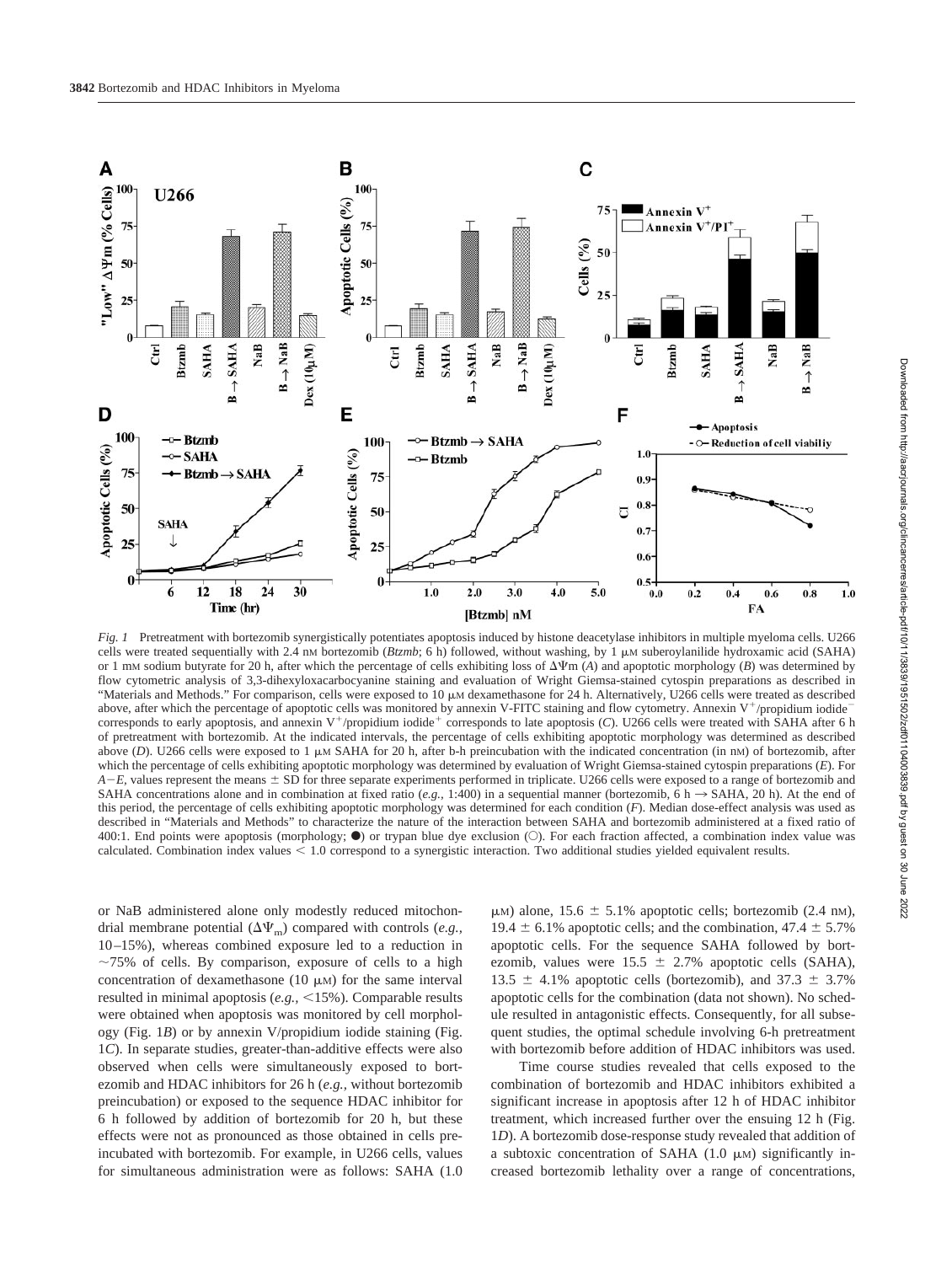*Fig. 1* Pretreatment with bortezomib synergistically potentiates apoptosis induced by histone deacetylase inhibitors in multiple myeloma cells. U266 cells were treated sequentially with 2.4 nM bortezomib (*Btzmb*; 6 h) followed, without washing, by 1 μM suberoylanilide hydroxamic acid (SAHA) or 1 mM sodium butyrate for 20 h, after which the percentage of cells exhibiting loss of $\Delta\Psi$m (*A*) and apoptotic morphology (*B*) was determined by flow cytometric analysis of 3,3-dihexyloxacarbocyanine staining and evaluation of Wright Giemsa-stained cytospin preparations as described in "Materials and Methods." For comparison, cells were exposed to 10 μM dexamethasone for 24 h. Alternatively, U266 cells were treated as described above, after which the percentage of apoptotic cells was monitored by annexin V-FITC staining and flow cytometry. Annexin $V^+$/propidium iodide$^-$ corresponds to early apoptosis, and annexin $V^+$/propidium iodide$^+$ corresponds to late apoptosis (*C*). U266 cells were treated with SAHA after 6 h of pretreatment with bortezomib. At the indicated intervals, the percentage of cells exhibiting apoptotic morphology was determined as described above (*D*). U266 cells were exposed to 1 μM SAHA for 20 h, after b-h preincubation with the indicated concentration (in nM) of bortezomib, after which the percentage of cells exhibiting apoptotic morphology was determined by evaluation of Wright Giemsa-stained cytospin preparations (*E*). For *A−E*, values represent the means ± SD for three separate experiments performed in triplicate. U266 cells were exposed to a range of bortezomib and SAHA concentrations alone and in combination at fixed ratio (*e.g.*, 1:400) in a sequential manner (bortezomib, 6 h → SAHA, 20 h). At the end of this period, the percentage of cells exhibiting apoptotic morphology was determined for each condition (*F*). Median dose-effect analysis was used as described in "Materials and Methods" to characterize the nature of the interaction between SAHA and bortezomib administered at a fixed ratio of 400:1. End points were apoptosis (morphology; ●) or trypan blue dye exclusion (○). For each fraction affected, a combination index value was calculated. Combination index values < 1.0 correspond to a synergistic interaction. Two additional studies yielded equivalent results.

or NaB administered alone only modestly reduced mitochondrial membrane potential ($\Delta\Psi_m$) compared with controls (*e.g.*, 10–15%), whereas combined exposure led to a reduction in ~75% of cells. By comparison, exposure of cells to a high concentration of dexamethasone (10 μM) for the same interval resulted in minimal apoptosis (*e.g.*, <15%). Comparable results were obtained when apoptosis was monitored by cell morphology (Fig. 1*B*) or by annexin V/propidium iodide staining (Fig. 1*C*). In separate studies, greater-than-additive effects were also observed when cells were simultaneously exposed to bortezomib and HDAC inhibitors for 26 h (*e.g.*, without bortezomib preincubation) or exposed to the sequence HDAC inhibitor for 6 h followed by addition of bortezomib for 20 h, but these effects were not as pronounced as those obtained in cells preincubated with bortezomib. For example, in U266 cells, values for simultaneous administration were as follows: SAHA (1.0 μM) alone, 15.6 ± 5.1% apoptotic cells; bortezomib (2.4 nM), 19.4 ± 6.1% apoptotic cells; and the combination, 47.4 ± 5.7% apoptotic cells. For the sequence SAHA followed by bortezomib, values were 15.5 ± 2.7% apoptotic cells (SAHA), 13.5 ± 4.1% apoptotic cells (bortezomib), and 37.3 ± 3.7% apoptotic cells for the combination (data not shown). No schedule resulted in antagonistic effects. Consequently, for all subsequent studies, the optimal schedule involving 6-h pretreatment with bortezomib before addition of HDAC inhibitors was used.

Time course studies revealed that cells exposed to the combination of bortezomib and HDAC inhibitors exhibited a significant increase in apoptosis after 12 h of HDAC inhibitor treatment, which increased further over the ensuing 12 h (Fig. 1*D*). A bortezomib dose-response study revealed that addition of a subtoxic concentration of SAHA (1.0 μM) significantly increased bortezomib lethality over a range of concentrations,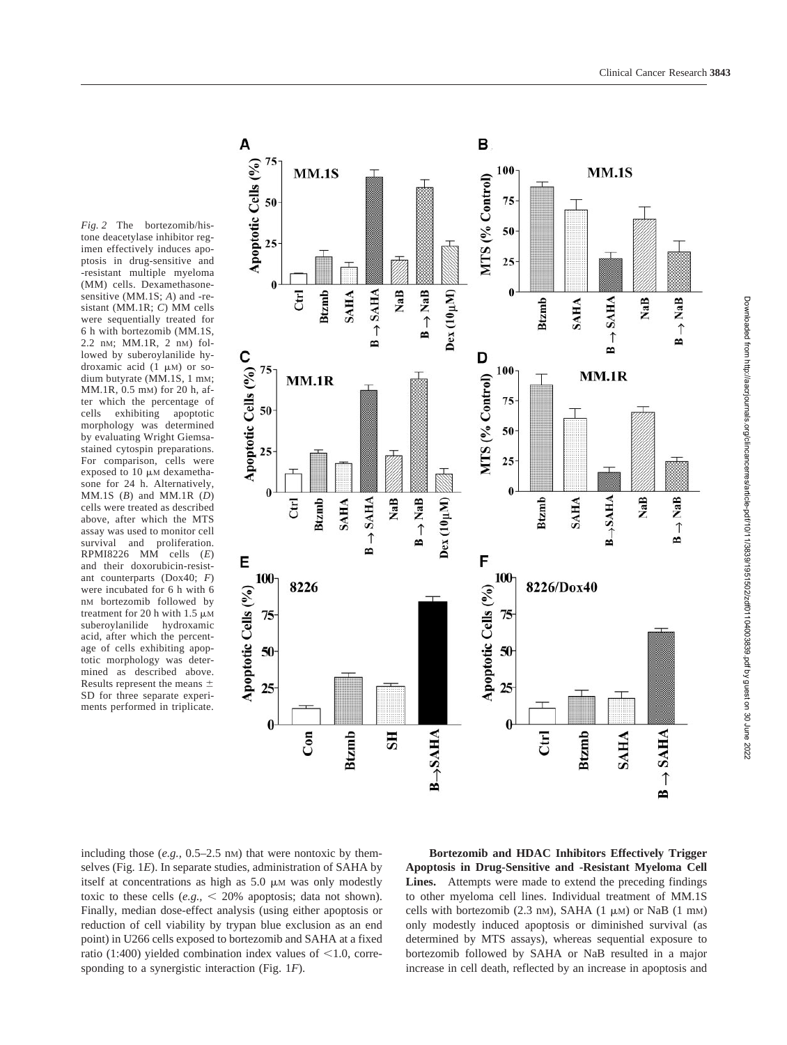*Fig. 2* The bortezomib/histone deacetylase inhibitor regimen effectively induces apoptosis in drug-sensitive and -resistant multiple myeloma (MM) cells. Dexamethasone-sensitive (MM.1S; *A*) and -resistant (MM.1R; *C*) MM cells were sequentially treated for 6 h with bortezomib (MM.1S, 2.2 nM; MM.1R, 2 nM) followed by suberoylanilide hydroxamic acid (1 μM) or sodium butyrate (MM.1S, 1 mM; MM.1R, 0.5 mM) for 20 h, after which the percentage of cells exhibiting apoptotic morphology was determined by evaluating Wright Giemsa-stained cytospin preparations. For comparison, cells were exposed to 10 μM dexamethasone for 24 h. Alternatively, MM.1S (*B*) and MM.1R (*D*) cells were treated as described above, after which the MTS assay was used to monitor cell survival and proliferation. RPMI8226 MM cells (*E*) and their doxorubicin-resistant counterparts (Dox40; *F*) were incubated for 6 h with 6 nM bortezomib followed by treatment for 20 h with 1.5 μM suberoylanilide hydroxamic acid, after which the percentage of cells exhibiting apoptotic morphology was determined as described above. Results represent the means ± SD for three separate experiments performed in triplicate.

including those (*e.g.*, 0.5–2.5 nM) that were nontoxic by themselves (Fig. 1*E*). In separate studies, administration of SAHA by itself at concentrations as high as 5.0 μM was only modestly toxic to these cells (*e.g.*, < 20% apoptosis; data not shown). Finally, median dose-effect analysis (using either apoptosis or reduction of cell viability by trypan blue exclusion as an end point) in U266 cells exposed to bortezomib and SAHA at a fixed ratio (1:400) yielded combination index values of <1.0, corresponding to a synergistic interaction (Fig. 1*F*).

**Bortezomib and HDAC Inhibitors Effectively Trigger Apoptosis in Drug-Sensitive and -Resistant Myeloma Cell Lines.** Attempts were made to extend the preceding findings to other myeloma cell lines. Individual treatment of MM.1S cells with bortezomib (2.3 nM), SAHA (1 μM) or NaB (1 mM) only modestly induced apoptosis or diminished survival (as determined by MTS assays), whereas sequential exposure to bortezomib followed by SAHA or NaB resulted in a major increase in cell death, reflected by an increase in apoptosis and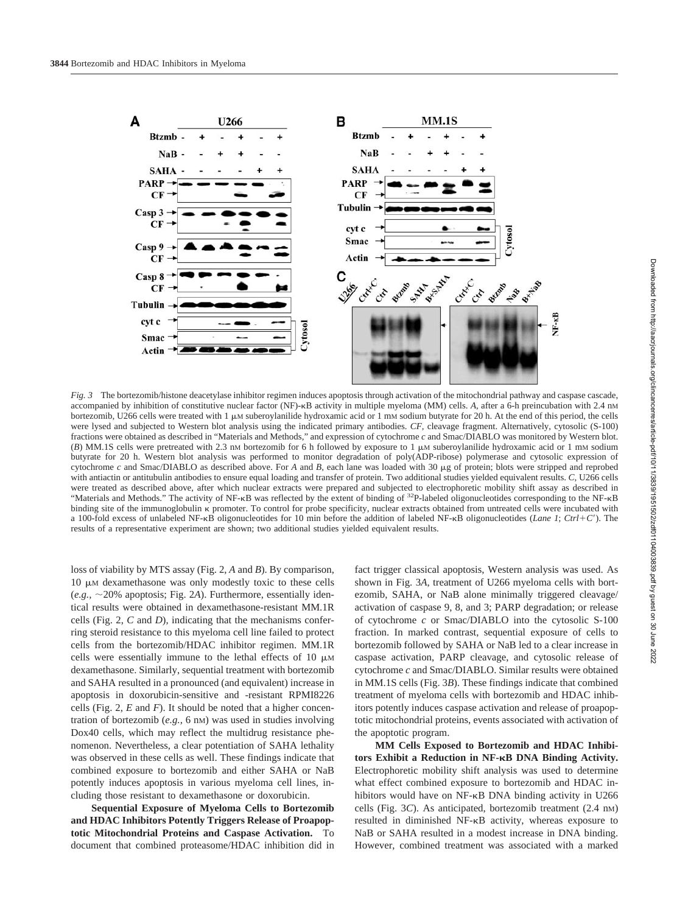*Fig. 3* The bortezomib/histone deacetylase inhibitor regimen induces apoptosis through activation of the mitochondrial pathway and caspase cascade, accompanied by inhibition of constitutive nuclear factor (NF)-κB activity in multiple myeloma (MM) cells. *A*, after a 6-h preincubation with 2.4 nM bortezomib, U266 cells were treated with 1 μM suberoylanilide hydroxamic acid or 1 mM sodium butyrate for 20 h. At the end of this period, the cells were lysed and subjected to Western blot analysis using the indicated primary antibodies. *CF*, cleavage fragment. Alternatively, cytosolic (S-100) fractions were obtained as described in "Materials and Methods," and expression of cytochrome *c* and Smac/DIABLO was monitored by Western blot. (*B*) MM.1S cells were pretreated with 2.3 nM bortezomib for 6 h followed by exposure to 1 μM suberoylanilide hydroxamic acid or 1 mM sodium butyrate for 20 h. Western blot analysis was performed to monitor degradation of poly(ADP-ribose) polymerase and cytosolic expression of cytochrome *c* and Smac/DIABLO as described above. For *A* and *B*, each lane was loaded with 30 μg of protein; blots were stripped and reprobed with antiactin or antitubulin antibodies to ensure equal loading and transfer of protein. Two additional studies yielded equivalent results. *C*, U266 cells were treated as described above, after which nuclear extracts were prepared and subjected to electrophoretic mobility shift assay as described in "Materials and Methods." The activity of NF-κB was reflected by the extent of binding of $^{32}$P-labeled oligonucleotides corresponding to the NF-κB binding site of the immunoglobulin κ promoter. To control for probe specificity, nuclear extracts obtained from untreated cells were incubated with a 100-fold excess of unlabeled NF-κB oligonucleotides for 10 min before the addition of labeled NF-κB oligonucleotides (*Lane 1*; *Ctrl+C'*). The results of a representative experiment are shown; two additional studies yielded equivalent results.

loss of viability by MTS assay (Fig. 2, *A* and *B*). By comparison, 10 μM dexamethasone was only modestly toxic to these cells (*e.g.*, ~20% apoptosis; Fig. 2*A*). Furthermore, essentially identical results were obtained in dexamethasone-resistant MM.1R cells (Fig. 2, *C* and *D*), indicating that the mechanisms conferring steroid resistance to this myeloma cell line failed to protect cells from the bortezomib/HDAC inhibitor regimen. MM.1R cells were essentially immune to the lethal effects of 10 μM dexamethasone. Similarly, sequential treatment with bortezomib and SAHA resulted in a pronounced (and equivalent) increase in apoptosis in doxorubicin-sensitive and -resistant RPMI8226 cells (Fig. 2, *E* and *F*). It should be noted that a higher concentration of bortezomib (*e.g.*, 6 nM) was used in studies involving Dox40 cells, which may reflect the multidrug resistance phenomenon. Nevertheless, a clear potentiation of SAHA lethality was observed in these cells as well. These findings indicate that combined exposure to bortezomib and either SAHA or NaB potently induces apoptosis in various myeloma cell lines, including those resistant to dexamethasone or doxorubicin.

**Sequential Exposure of Myeloma Cells to Bortezomib and HDAC Inhibitors Potently Triggers Release of Proapoptotic Mitochondrial Proteins and Caspase Activation.** To document that combined proteasome/HDAC inhibition did in fact trigger classical apoptosis, Western analysis was used. As shown in Fig. 3*A*, treatment of U266 myeloma cells with bortezomib, SAHA, or NaB alone minimally triggered cleavage/activation of caspase 9, 8, and 3; PARP degradation; or release of cytochrome *c* or Smac/DIABLO into the cytosolic S-100 fraction. In marked contrast, sequential exposure of cells to bortezomib followed by SAHA or NaB led to a clear increase in caspase activation, PARP cleavage, and cytosolic release of cytochrome *c* and Smac/DIABLO. Similar results were obtained in MM.1S cells (Fig. 3*B*). These findings indicate that combined treatment of myeloma cells with bortezomib and HDAC inhibitors potently induces caspase activation and release of proapoptotic mitochondrial proteins, events associated with activation of the apoptotic program.

**MM Cells Exposed to Bortezomib and HDAC Inhibitors Exhibit a Reduction in NF-κB DNA Binding Activity.** Electrophoretic mobility shift analysis was used to determine what effect combined exposure to bortezomib and HDAC inhibitors would have on NF-κB DNA binding activity in U266 cells (Fig. 3*C*). As anticipated, bortezomib treatment (2.4 nM) resulted in diminished NF-κB activity, whereas exposure to NaB or SAHA resulted in a modest increase in DNA binding. However, combined treatment was associated with a marked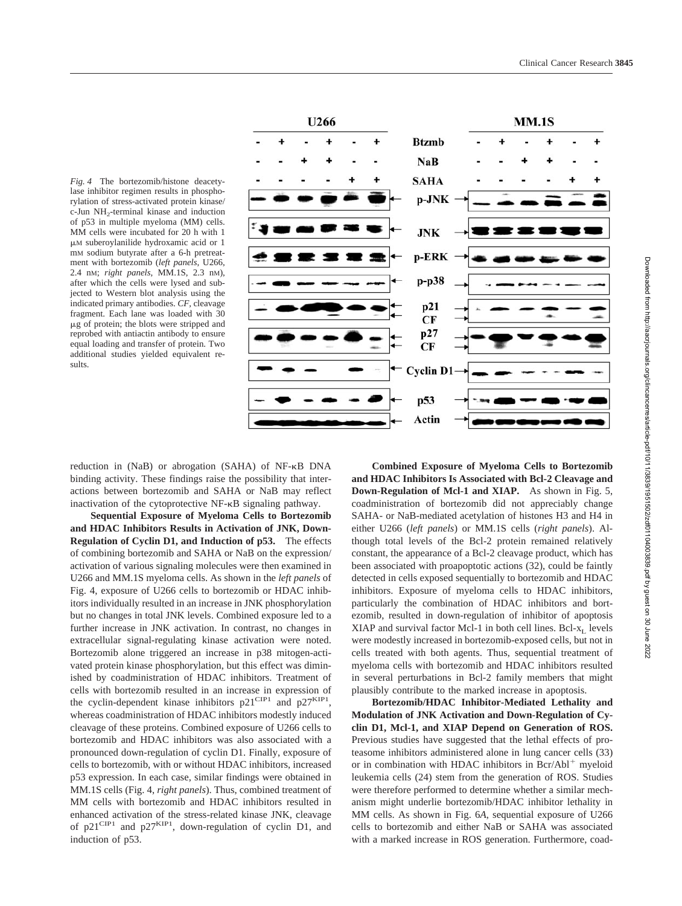*Fig. 4* The bortezomib/histone deacetylase inhibitor regimen results in phosphorylation of stress-activated protein kinase/c-Jun $NH_2$-terminal kinase and induction of p53 in multiple myeloma (MM) cells. MM cells were incubated for 20 h with 1 μM suberoylanilide hydroxamic acid or 1 mM sodium butyrate after a 6-h pretreatment with bortezomib (*left panels,* U266, 2.4 nM; *right panels,* MM.1S, 2.3 nM), after which the cells were lysed and subjected to Western blot analysis using the indicated primary antibodies. *CF,* cleavage fragment. Each lane was loaded with 30 μg of protein; the blots were stripped and reprobed with antiactin antibody to ensure equal loading and transfer of protein. Two additional studies yielded equivalent results.

reduction in (NaB) or abrogation (SAHA) of NF-κB DNA binding activity. These findings raise the possibility that interactions between bortezomib and SAHA or NaB may reflect inactivation of the cytoprotective NF-κB signaling pathway.

**Sequential Exposure of Myeloma Cells to Bortezomib and HDAC Inhibitors Results in Activation of JNK, Down-Regulation of Cyclin D1, and Induction of p53.** The effects of combining bortezomib and SAHA or NaB on the expression/activation of various signaling molecules were then examined in U266 and MM.1S myeloma cells. As shown in the *left panels* of Fig. 4, exposure of U266 cells to bortezomib or HDAC inhibitors individually resulted in an increase in JNK phosphorylation but no changes in total JNK levels. Combined exposure led to a further increase in JNK activation. In contrast, no changes in extracellular signal-regulating kinase activation were noted. Bortezomib alone triggered an increase in p38 mitogen-activated protein kinase phosphorylation, but this effect was diminished by coadministration of HDAC inhibitors. Treatment of cells with bortezomib resulted in an increase in expression of the cyclin-dependent kinase inhibitors $p21^{CIP1}$ and $p27^{KIP1}$, whereas coadministration of HDAC inhibitors modestly induced cleavage of these proteins. Combined exposure of U266 cells to bortezomib and HDAC inhibitors was also associated with a pronounced down-regulation of cyclin D1. Finally, exposure of cells to bortezomib, with or without HDAC inhibitors, increased p53 expression. In each case, similar findings were obtained in MM.1S cells (Fig. 4, *right panels*). Thus, combined treatment of MM cells with bortezomib and HDAC inhibitors resulted in enhanced activation of the stress-related kinase JNK, cleavage of $p21^{CIP1}$ and $p27^{KIP1}$, down-regulation of cyclin D1, and induction of p53.

**Combined Exposure of Myeloma Cells to Bortezomib and HDAC Inhibitors Is Associated with Bcl-2 Cleavage and Down-Regulation of Mcl-1 and XIAP.** As shown in Fig. 5, coadministration of bortezomib did not appreciably change SAHA- or NaB-mediated acetylation of histones H3 and H4 in either U266 (*left panels*) or MM.1S cells (*right panels*). Although total levels of the Bcl-2 protein remained relatively constant, the appearance of a Bcl-2 cleavage product, which has been associated with proapoptotic actions (32), could be faintly detected in cells exposed sequentially to bortezomib and HDAC inhibitors. Exposure of myeloma cells to HDAC inhibitors, particularly the combination of HDAC inhibitors and bortezomib, resulted in down-regulation of inhibitor of apoptosis XIAP and survival factor Mcl-1 in both cell lines. Bcl-$x_L$ levels were modestly increased in bortezomib-exposed cells, but not in cells treated with both agents. Thus, sequential treatment of myeloma cells with bortezomib and HDAC inhibitors resulted in several perturbations in Bcl-2 family members that might plausibly contribute to the marked increase in apoptosis.

**Bortezomib/HDAC Inhibitor-Mediated Lethality and Modulation of JNK Activation and Down-Regulation of Cyclin D1, Mcl-1, and XIAP Depend on Generation of ROS.** Previous studies have suggested that the lethal effects of proteasome inhibitors administered alone in lung cancer cells (33) or in combination with HDAC inhibitors in Bcr/Abl$^+$ myeloid leukemia cells (24) stem from the generation of ROS. Studies were therefore performed to determine whether a similar mechanism might underlie bortezomib/HDAC inhibitor lethality in MM cells. As shown in Fig. 6*A*, sequential exposure of U266 cells to bortezomib and either NaB or SAHA was associated with a marked increase in ROS generation. Furthermore, coad-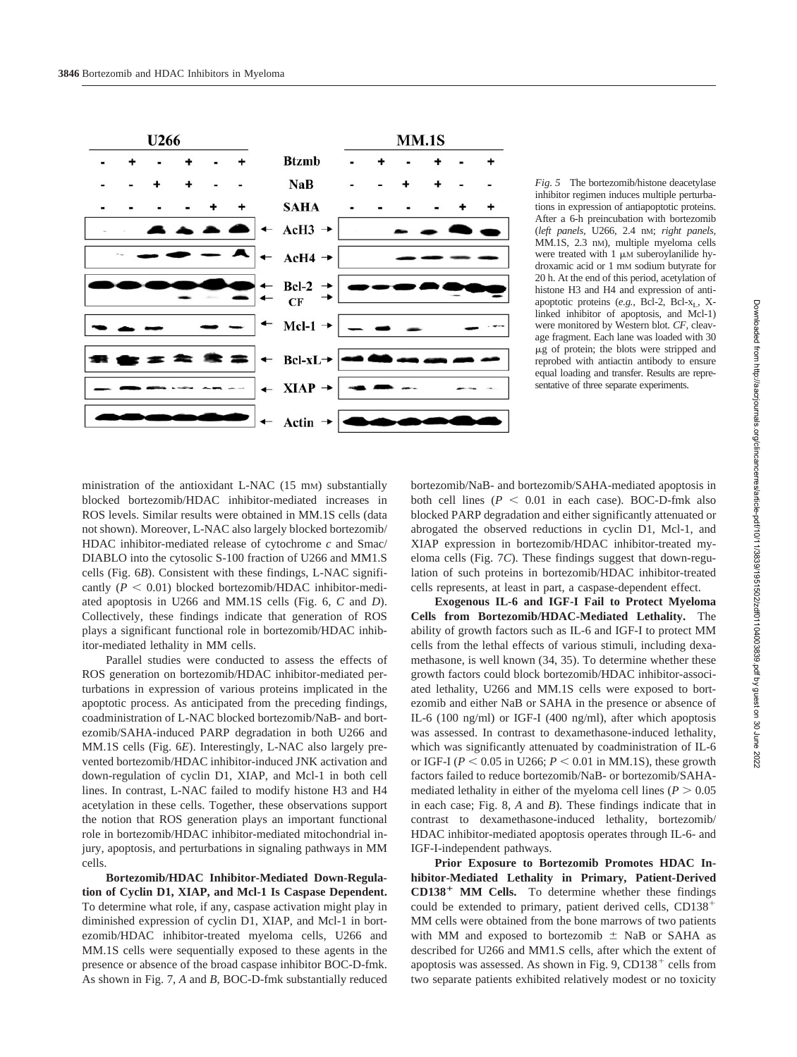*Fig. 5* The bortezomib/histone deacetylase inhibitor regimen induces multiple perturbations in expression of antiapoptotic proteins. After a 6-h preincubation with bortezomib (*left panels,* U266, 2.4 nM; *right panels,* MM.1S, 2.3 nM), multiple myeloma cells were treated with 1 μM suberoylanilide hydroxamic acid or 1 mM sodium butyrate for 20 h. At the end of this period, acetylation of histone H3 and H4 and expression of antiapoptotic proteins (*e.g.,* Bcl-2, Bcl-$x_L$, X-linked inhibitor of apoptosis, and Mcl-1) were monitored by Western blot. *CF,* cleavage fragment. Each lane was loaded with 30 μg of protein; the blots were stripped and reprobed with antiactin antibody to ensure equal loading and transfer. Results are representative of three separate experiments.

ministration of the antioxidant L-NAC (15 mM) substantially blocked bortezomib/HDAC inhibitor-mediated increases in ROS levels. Similar results were obtained in MM.1S cells (data not shown). Moreover, L-NAC also largely blocked bortezomib/HDAC inhibitor-mediated release of cytochrome *c* and Smac/DIABLO into the cytosolic S-100 fraction of U266 and MM1.S cells (Fig. 6*B*). Consistent with these findings, L-NAC significantly ($P < 0.01$) blocked bortezomib/HDAC inhibitor-mediated apoptosis in U266 and MM.1S cells (Fig. 6, *C* and *D*). Collectively, these findings indicate that generation of ROS plays a significant functional role in bortezomib/HDAC inhibitor-mediated lethality in MM cells.

Parallel studies were conducted to assess the effects of ROS generation on bortezomib/HDAC inhibitor-mediated perturbations in expression of various proteins implicated in the apoptotic process. As anticipated from the preceding findings, coadministration of L-NAC blocked bortezomib/NaB- and bortezomib/SAHA-induced PARP degradation in both U266 and MM.1S cells (Fig. 6*E*). Interestingly, L-NAC also largely prevented bortezomib/HDAC inhibitor-induced JNK activation and down-regulation of cyclin D1, XIAP, and Mcl-1 in both cell lines. In contrast, L-NAC failed to modify histone H3 and H4 acetylation in these cells. Together, these observations support the notion that ROS generation plays an important functional role in bortezomib/HDAC inhibitor-mediated mitochondrial injury, apoptosis, and perturbations in signaling pathways in MM cells.

**Bortezomib/HDAC Inhibitor-Mediated Down-Regulation of Cyclin D1, XIAP, and Mcl-1 Is Caspase Dependent.** To determine what role, if any, caspase activation might play in diminished expression of cyclin D1, XIAP, and Mcl-1 in bortezomib/HDAC inhibitor-treated myeloma cells, U266 and MM.1S cells were sequentially exposed to these agents in the presence or absence of the broad caspase inhibitor BOC-D-fmk. As shown in Fig. 7, *A* and *B*, BOC-D-fmk substantially reduced bortezomib/NaB- and bortezomib/SAHA-mediated apoptosis in both cell lines ($P < 0.01$ in each case). BOC-D-fmk also blocked PARP degradation and either significantly attenuated or abrogated the observed reductions in cyclin D1, Mcl-1, and XIAP expression in bortezomib/HDAC inhibitor-treated myeloma cells (Fig. 7*C*). These findings suggest that down-regulation of such proteins in bortezomib/HDAC inhibitor-treated cells represents, at least in part, a caspase-dependent effect.

**Exogenous IL-6 and IGF-I Fail to Protect Myeloma Cells from Bortezomib/HDAC-Mediated Lethality.** The ability of growth factors such as IL-6 and IGF-I to protect MM cells from the lethal effects of various stimuli, including dexamethasone, is well known (34, 35). To determine whether these growth factors could block bortezomib/HDAC inhibitor-associated lethality, U266 and MM.1S cells were exposed to bortezomib and either NaB or SAHA in the presence or absence of IL-6 (100 ng/ml) or IGF-I (400 ng/ml), after which apoptosis was assessed. In contrast to dexamethasone-induced lethality, which was significantly attenuated by coadministration of IL-6 or IGF-I ($P < 0.05$ in U266; $P < 0.01$ in MM.1S), these growth factors failed to reduce bortezomib/NaB- or bortezomib/SAHA-mediated lethality in either of the myeloma cell lines ($P > 0.05$ in each case; Fig. 8, *A* and *B*). These findings indicate that in contrast to dexamethasone-induced lethality, bortezomib/HDAC inhibitor-mediated apoptosis operates through IL-6- and IGF-I-independent pathways.

**Prior Exposure to Bortezomib Promotes HDAC Inhibitor-Mediated Lethality in Primary, Patient-Derived CD138$^+$ MM Cells.** To determine whether these findings could be extended to primary, patient derived cells, CD138$^+$ MM cells were obtained from the bone marrows of two patients with MM and exposed to bortezomib ± NaB or SAHA as described for U266 and MM1.S cells, after which the extent of apoptosis was assessed. As shown in Fig. 9, CD138$^+$ cells from two separate patients exhibited relatively modest or no toxicity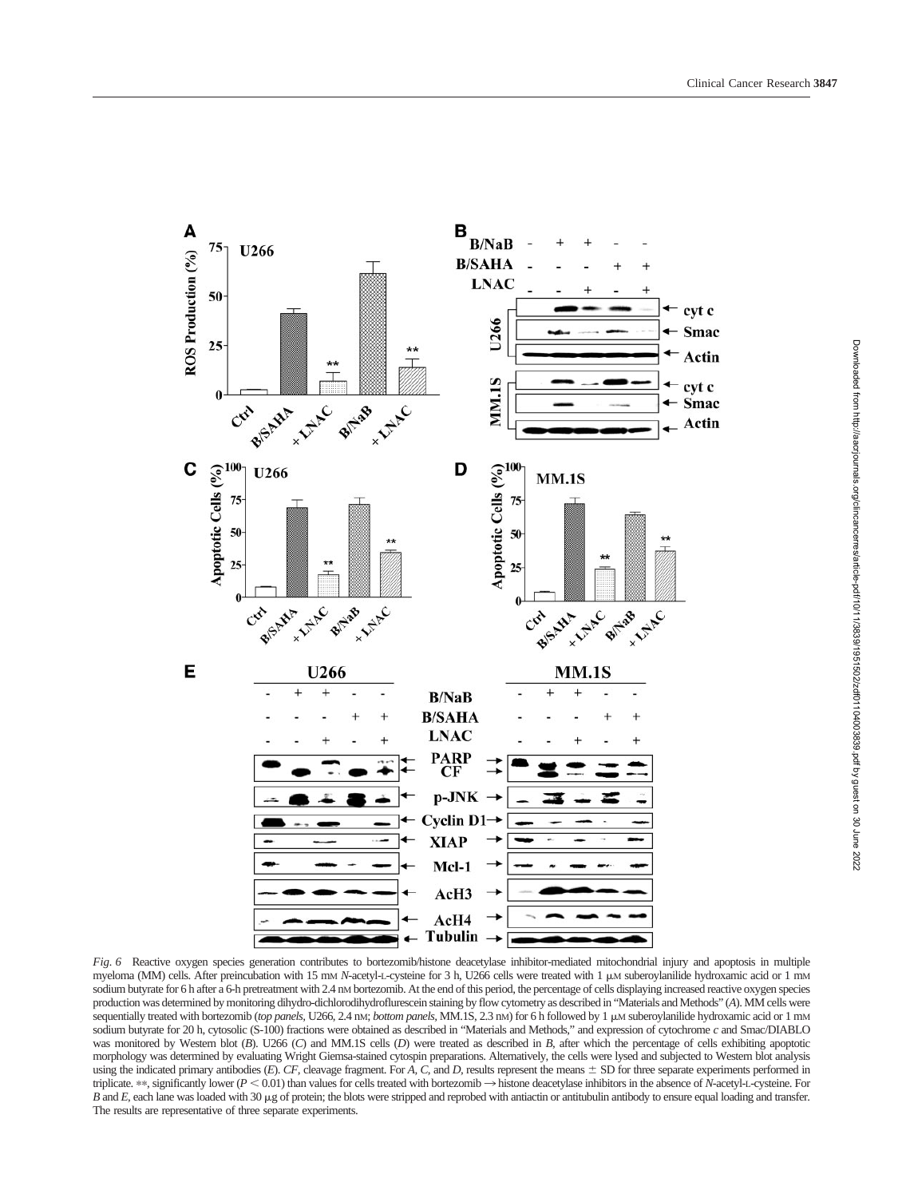*Fig. 6* Reactive oxygen species generation contributes to bortezomib/histone deacetylase inhibitor-mediated mitochondrial injury and apoptosis in multiple myeloma (MM) cells. After preincubation with 15 mM *N*-acetyl-L-cysteine for 3 h, U266 cells were treated with 1 μM suberoylanilide hydroxamic acid or 1 mM sodium butyrate for 6 h after a 6-h pretreatment with 2.4 nM bortezomib. At the end of this period, the percentage of cells displaying increased reactive oxygen species production was determined by monitoring dihydro-dichlorodihydroflurescein staining by flow cytometry as described in "Materials and Methods" (*A*). MM cells were sequentially treated with bortezomib (*top panels*, U266, 2.4 nM; *bottom panels*, MM.1S, 2.3 nM) for 6 h followed by 1 μM suberoylanilide hydroxamic acid or 1 mM sodium butyrate for 20 h, cytosolic (S-100) fractions were obtained as described in "Materials and Methods," and expression of cytochrome *c* and Smac/DIABLO was monitored by Western blot (*B*). U266 (*C*) and MM.1S cells (*D*) were treated as described in *B*, after which the percentage of cells exhibiting apoptotic morphology was determined by evaluating Wright Giemsa-stained cytospin preparations. Alternatively, the cells were lysed and subjected to Western blot analysis using the indicated primary antibodies (*E*). *CF*, cleavage fragment. For *A*, *C*, and *D*, results represent the means ± SD for three separate experiments performed in triplicate. **, significantly lower ($P < 0.01$) than values for cells treated with bortezomib → histone deacetylase inhibitors in the absence of *N*-acetyl-L-cysteine. For *B* and *E*, each lane was loaded with 30 μg of protein; the blots were stripped and reprobed with antiactin or antitubulin antibody to ensure equal loading and transfer. The results are representative of three separate experiments.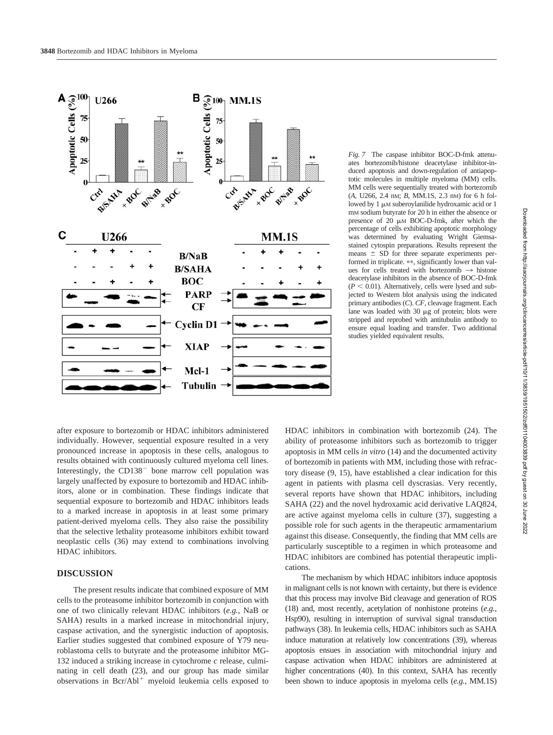*Fig. 7* The caspase inhibitor BOC-D-fmk attenuates bortezomib/histone deacetylase inhibitor-induced apoptosis and down-regulation of antiapoptotic molecules in multiple myeloma (MM) cells. MM cells were sequentially treated with bortezomib (*A*, U266, 2.4 nM; *B*, MM.1S, 2.3 nM) for 6 h followed by 1 μM suberoylanilide hydroxamic acid or 1 mM sodium butyrate for 20 h in either the absence or presence of 20 μM BOC-D-fmk, after which the percentage of cells exhibiting apoptotic morphology was determined by evaluating Wright Giemsa-stained cytospin preparations. Results represent the means ± SD for three separate experiments performed in triplicate. **, significantly lower than values for cells treated with bortezomib → histone deacetylase inhibitors in the absence of BOC-D-fmk ($P < 0.01$). Alternatively, cells were lysed and subjected to Western blot analysis using the indicated primary antibodies (*C*). *CF*, cleavage fragment. Each lane was loaded with 30 μg of protein; blots were stripped and reprobed with antitubulin antibody to ensure equal loading and transfer. Two additional studies yielded equivalent results.

after exposure to bortezomib or HDAC inhibitors administered individually. However, sequential exposure resulted in a very pronounced increase in apoptosis in these cells, analogous to results obtained with continuously cultured myeloma cell lines. Interestingly, the CD138$^-$ bone marrow cell population was largely unaffected by exposure to bortezomib and HDAC inhibitors, alone or in combination. These findings indicate that sequential exposure to bortezomib and HDAC inhibitors leads to a marked increase in apoptosis in at least some primary patient-derived myeloma cells. They also raise the possibility that the selective lethality proteasome inhibitors exhibit toward neoplastic cells (36) may extend to combinations involving HDAC inhibitors.

## DISCUSSION

The present results indicate that combined exposure of MM cells to the proteasome inhibitor bortezomib in conjunction with one of two clinically relevant HDAC inhibitors (*e.g.*, NaB or SAHA) results in a marked increase in mitochondrial injury, caspase activation, and the synergistic induction of apoptosis. Earlier studies suggested that combined exposure of Y79 neuroblastoma cells to butyrate and the proteasome inhibitor MG-132 induced a striking increase in cytochrome *c* release, culminating in cell death (23), and our group has made similar observations in Bcr/Abl$^+$ myeloid leukemia cells exposed to HDAC inhibitors in combination with bortezomib (24). The ability of proteasome inhibitors such as bortezomib to trigger apoptosis in MM cells *in vitro* (14) and the documented activity of bortezomib in patients with MM, including those with refractory disease (9, 15), have established a clear indication for this agent in patients with plasma cell dyscrasias. Very recently, several reports have shown that HDAC inhibitors, including SAHA (22) and the novel hydroxamic acid derivative LAQ824, are active against myeloma cells in culture (37), suggesting a possible role for such agents in the therapeutic armamentarium against this disease. Consequently, the finding that MM cells are particularly susceptible to a regimen in which proteasome and HDAC inhibitors are combined has potential therapeutic implications.

The mechanism by which HDAC inhibitors induce apoptosis in malignant cells is not known with certainty, but there is evidence that this process may involve Bid cleavage and generation of ROS (18) and, most recently, acetylation of nonhistone proteins (*e.g.*, Hsp90), resulting in interruption of survival signal transduction pathways (38). In leukemia cells, HDAC inhibitors such as SAHA induce maturation at relatively low concentrations (39), whereas apoptosis ensues in association with mitochondrial injury and caspase activation when HDAC inhibitors are administered at higher concentrations (40). In this context, SAHA has recently been shown to induce apoptosis in myeloma cells (*e.g.*, MM.1S)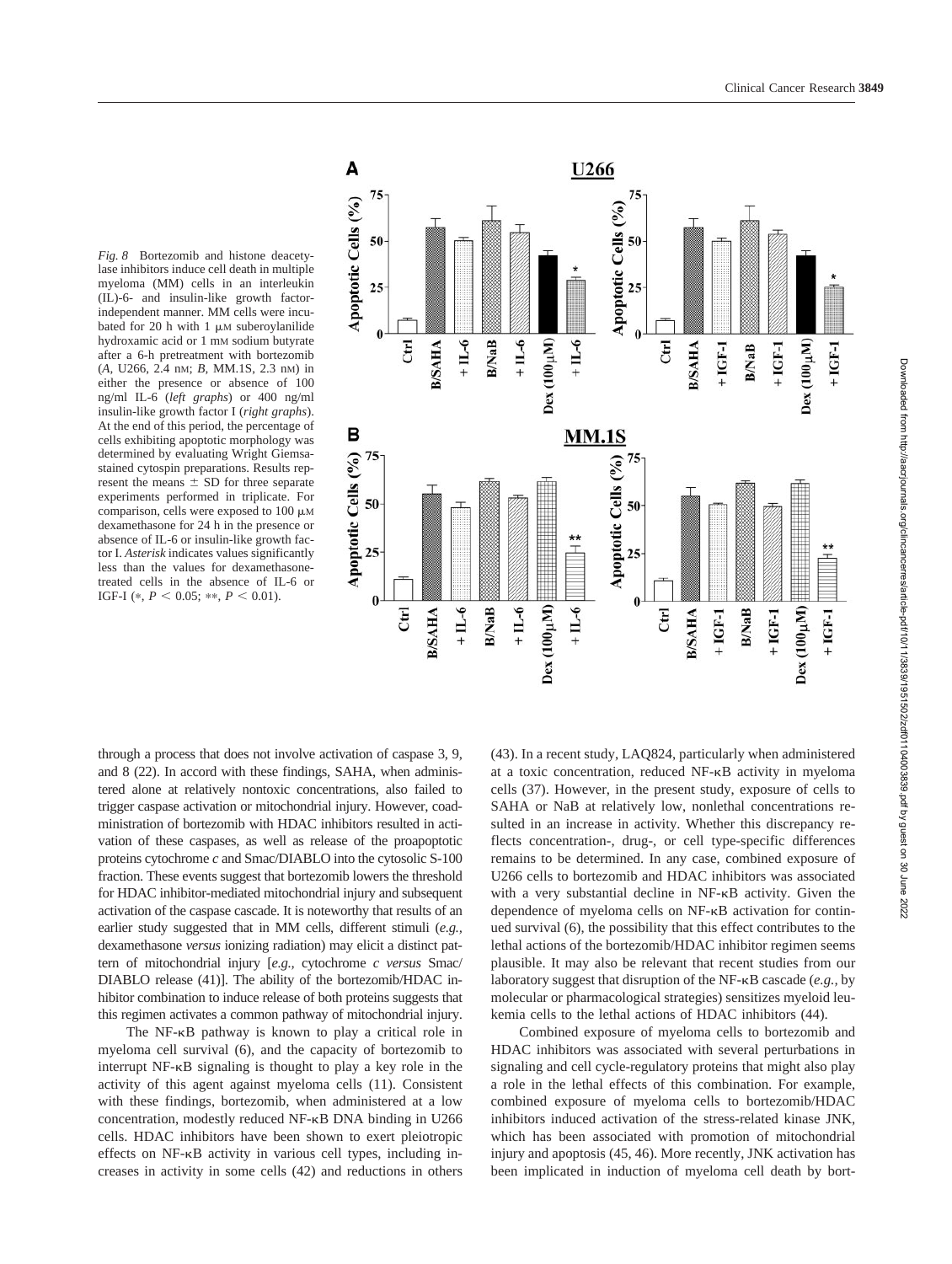*Fig. 8* Bortezomib and histone deacetylase inhibitors induce cell death in multiple myeloma (MM) cells in an interleukin (IL)-6- and insulin-like growth factor-independent manner. MM cells were incubated for 20 h with 1 μM suberoylanilide hydroxamic acid or 1 mM sodium butyrate after a 6-h pretreatment with bortezomib (*A,* U266, 2.4 nM; *B,* MM.1S, 2.3 nM) in either the presence or absence of 100 ng/ml IL-6 (*left graphs*) or 400 ng/ml insulin-like growth factor I (*right graphs*). At the end of this period, the percentage of cells exhibiting apoptotic morphology was determined by evaluating Wright Giemsa-stained cytospin preparations. Results represent the means ± SD for three separate experiments performed in triplicate. For comparison, cells were exposed to 100 μM dexamethasone for 24 h in the presence or absence of IL-6 or insulin-like growth factor I. *Asterisk* indicates values significantly less than the values for dexamethasone-treated cells in the absence of IL-6 or IGF-I (*, $P < 0.05$; **, $P < 0.01$).

through a process that does not involve activation of caspase 3, 9, and 8 (22). In accord with these findings, SAHA, when administered alone at relatively nontoxic concentrations, also failed to trigger caspase activation or mitochondrial injury. However, coadministration of bortezomib with HDAC inhibitors resulted in activation of these caspases, as well as release of the proapoptotic proteins cytochrome *c* and Smac/DIABLO into the cytosolic S-100 fraction. These events suggest that bortezomib lowers the threshold for HDAC inhibitor-mediated mitochondrial injury and subsequent activation of the caspase cascade. It is noteworthy that results of an earlier study suggested that in MM cells, different stimuli (*e.g.,* dexamethasone *versus* ionizing radiation) may elicit a distinct pattern of mitochondrial injury [*e.g.,* cytochrome *c versus* Smac/DIABLO release (41)]. The ability of the bortezomib/HDAC inhibitor combination to induce release of both proteins suggests that this regimen activates a common pathway of mitochondrial injury.

The NF-κB pathway is known to play a critical role in myeloma cell survival (6), and the capacity of bortezomib to interrupt NF-κB signaling is thought to play a key role in the activity of this agent against myeloma cells (11). Consistent with these findings, bortezomib, when administered at a low concentration, modestly reduced NF-κB DNA binding in U266 cells. HDAC inhibitors have been shown to exert pleiotropic effects on NF-κB activity in various cell types, including increases in activity in some cells (42) and reductions in others (43). In a recent study, LAQ824, particularly when administered at a toxic concentration, reduced NF-κB activity in myeloma cells (37). However, in the present study, exposure of cells to SAHA or NaB at relatively low, nonlethal concentrations resulted in an increase in activity. Whether this discrepancy reflects concentration-, drug-, or cell type-specific differences remains to be determined. In any case, combined exposure of U266 cells to bortezomib and HDAC inhibitors was associated with a very substantial decline in NF-κB activity. Given the dependence of myeloma cells on NF-κB activation for continued survival (6), the possibility that this effect contributes to the lethal actions of the bortezomib/HDAC inhibitor regimen seems plausible. It may also be relevant that recent studies from our laboratory suggest that disruption of the NF-κB cascade (*e.g.,* by molecular or pharmacological strategies) sensitizes myeloid leukemia cells to the lethal actions of HDAC inhibitors (44).

Combined exposure of myeloma cells to bortezomib and HDAC inhibitors was associated with several perturbations in signaling and cell cycle-regulatory proteins that might also play a role in the lethal effects of this combination. For example, combined exposure of myeloma cells to bortezomib/HDAC inhibitors induced activation of the stress-related kinase JNK, which has been associated with promotion of mitochondrial injury and apoptosis (45, 46). More recently, JNK activation has been implicated in induction of myeloma cell death by bort-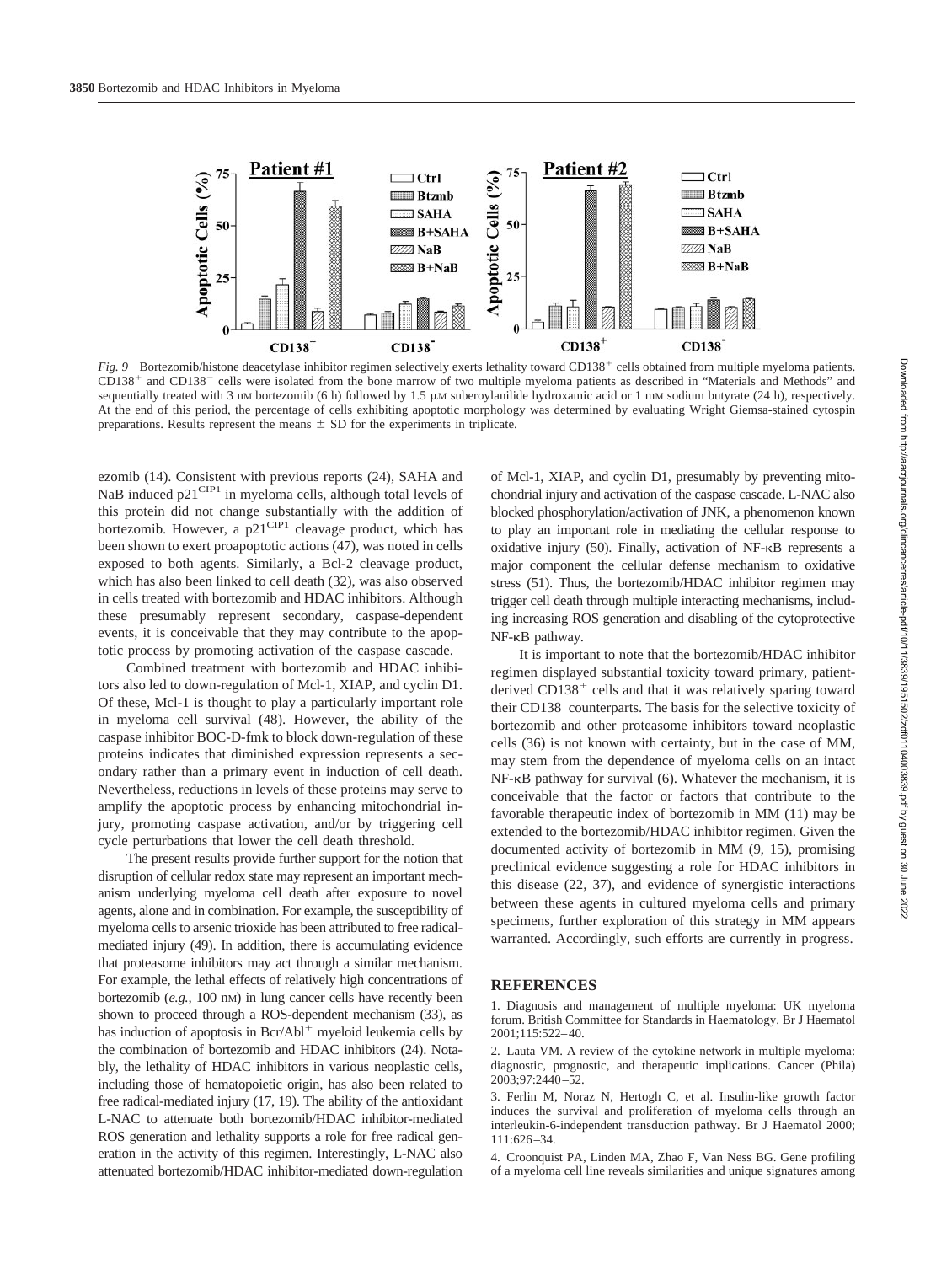*Fig. 9* Bortezomib/histone deacetylase inhibitor regimen selectively exerts lethality toward CD138$^+$ cells obtained from multiple myeloma patients. CD138$^+$ and CD138$^-$ cells were isolated from the bone marrow of two multiple myeloma patients as described in "Materials and Methods" and sequentially treated with 3 nM bortezomib (6 h) followed by 1.5 μM suberoylanilide hydroxamic acid or 1 mM sodium butyrate (24 h), respectively. At the end of this period, the percentage of cells exhibiting apoptotic morphology was determined by evaluating Wright Giemsa-stained cytospin preparations. Results represent the means ± SD for the experiments in triplicate.

ezomib (14). Consistent with previous reports (24), SAHA and NaB induced p21$^{CIP1}$ in myeloma cells, although total levels of this protein did not change substantially with the addition of bortezomib. However, a p21$^{CIP1}$ cleavage product, which has been shown to exert proapoptotic actions (47), was noted in cells exposed to both agents. Similarly, a Bcl-2 cleavage product, which has also been linked to cell death (32), was also observed in cells treated with bortezomib and HDAC inhibitors. Although these presumably represent secondary, caspase-dependent events, it is conceivable that they may contribute to the apoptotic process by promoting activation of the caspase cascade.

Combined treatment with bortezomib and HDAC inhibitors also led to down-regulation of Mcl-1, XIAP, and cyclin D1. Of these, Mcl-1 is thought to play a particularly important role in myeloma cell survival (48). However, the ability of the caspase inhibitor BOC-D-fmk to block down-regulation of these proteins indicates that diminished expression represents a secondary rather than a primary event in induction of cell death. Nevertheless, reductions in levels of these proteins may serve to amplify the apoptotic process by enhancing mitochondrial injury, promoting caspase activation, and/or by triggering cell cycle perturbations that lower the cell death threshold.

The present results provide further support for the notion that disruption of cellular redox state may represent an important mechanism underlying myeloma cell death after exposure to novel agents, alone and in combination. For example, the susceptibility of myeloma cells to arsenic trioxide has been attributed to free radical-mediated injury (49). In addition, there is accumulating evidence that proteasome inhibitors may act through a similar mechanism. For example, the lethal effects of relatively high concentrations of bortezomib (*e.g.,* 100 nM) in lung cancer cells have recently been shown to proceed through a ROS-dependent mechanism (33), as has induction of apoptosis in Bcr/Abl$^+$ myeloid leukemia cells by the combination of bortezomib and HDAC inhibitors (24). Notably, the lethality of HDAC inhibitors in various neoplastic cells, including those of hematopoietic origin, has also been related to free radical-mediated injury (17, 19). The ability of the antioxidant L-NAC to attenuate both bortezomib/HDAC inhibitor-mediated ROS generation and lethality supports a role for free radical generation in the activity of this regimen. Interestingly, L-NAC also attenuated bortezomib/HDAC inhibitor-mediated down-regulation of Mcl-1, XIAP, and cyclin D1, presumably by preventing mitochondrial injury and activation of the caspase cascade. L-NAC also blocked phosphorylation/activation of JNK, a phenomenon known to play an important role in mediating the cellular response to oxidative injury (50). Finally, activation of NF-κB represents a major component the cellular defense mechanism to oxidative stress (51). Thus, the bortezomib/HDAC inhibitor regimen may trigger cell death through multiple interacting mechanisms, including increasing ROS generation and disabling of the cytoprotective NF-κB pathway.

It is important to note that the bortezomib/HDAC inhibitor regimen displayed substantial toxicity toward primary, patient-derived CD138$^+$ cells and that it was relatively sparing toward their CD138$^-$ counterparts. The basis for the selective toxicity of bortezomib and other proteasome inhibitors toward neoplastic cells (36) is not known with certainty, but in the case of MM, may stem from the dependence of myeloma cells on an intact NF-κB pathway for survival (6). Whatever the mechanism, it is conceivable that the factor or factors that contribute to the favorable therapeutic index of bortezomib in MM (11) may be extended to the bortezomib/HDAC inhibitor regimen. Given the documented activity of bortezomib in MM (9, 15), promising preclinical evidence suggesting a role for HDAC inhibitors in this disease (22, 37), and evidence of synergistic interactions between these agents in cultured myeloma cells and primary specimens, further exploration of this strategy in MM appears warranted. Accordingly, such efforts are currently in progress.

## REFERENCES

1. Diagnosis and management of multiple myeloma: UK myeloma forum. British Committee for Standards in Haematology. Br J Haematol 2001;115:522–40.
2. Lauta VM. A review of the cytokine network in multiple myeloma: diagnostic, prognostic, and therapeutic implications. Cancer (Phila) 2003;97:2440–52.
3. Ferlin M, Noraz N, Hertogh C, et al. Insulin-like growth factor induces the survival and proliferation of myeloma cells through an interleukin-6-independent transduction pathway. Br J Haematol 2000; 111:626–34.
4. Croonquist PA, Linden MA, Zhao F, Van Ness BG. Gene profiling of a myeloma cell line reveals similarities and unique signatures among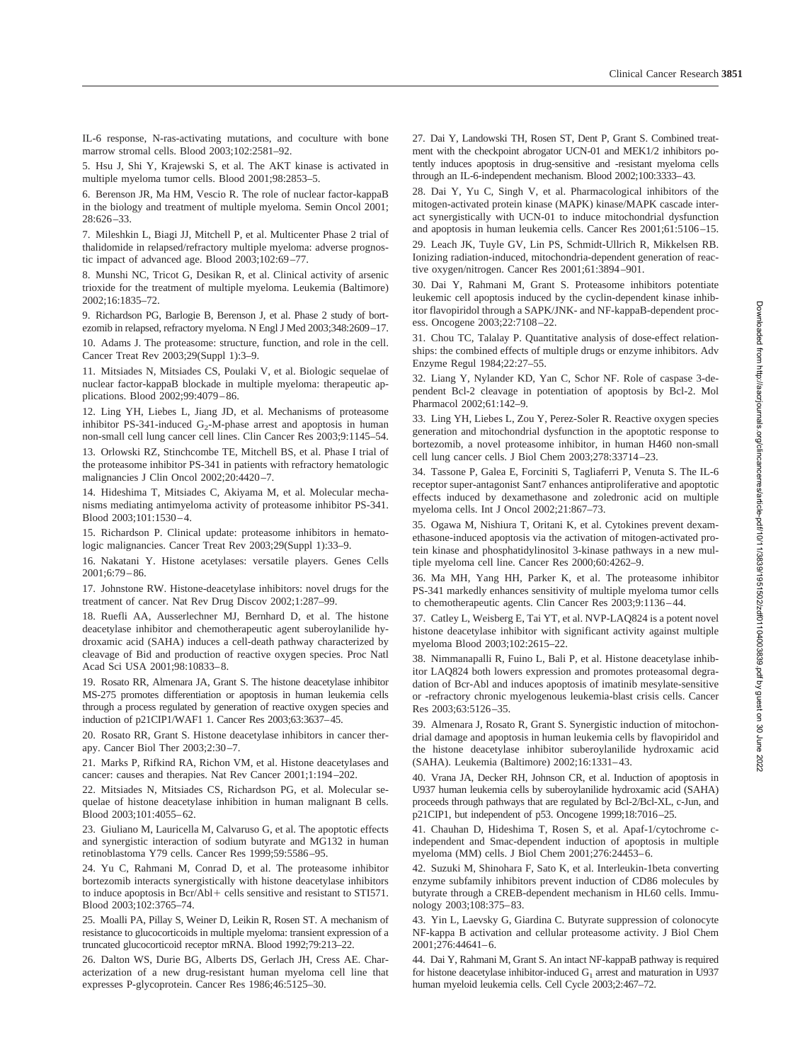IL-6 response, N-ras-activating mutations, and coculture with bone marrow stromal cells. Blood 2003;102:2581–92.

5. Hsu J, Shi Y, Krajewski S, et al. The AKT kinase is activated in multiple myeloma tumor cells. Blood 2001;98:2853–5.

6. Berenson JR, Ma HM, Vescio R. The role of nuclear factor-kappaB in the biology and treatment of multiple myeloma. Semin Oncol 2001; 28:626–33.

7. Mileshkin L, Biagi JJ, Mitchell P, et al. Multicenter Phase 2 trial of thalidomide in relapsed/refractory multiple myeloma: adverse prognostic impact of advanced age. Blood 2003;102:69–77.

8. Munshi NC, Tricot G, Desikan R, et al. Clinical activity of arsenic trioxide for the treatment of multiple myeloma. Leukemia (Baltimore) 2002;16:1835–72.

9. Richardson PG, Barlogie B, Berenson J, et al. Phase 2 study of bortezomib in relapsed, refractory myeloma. N Engl J Med 2003;348:2609–17.

10. Adams J. The proteasome: structure, function, and role in the cell. Cancer Treat Rev 2003;29(Suppl 1):3–9.

11. Mitsiades N, Mitsiades CS, Poulaki V, et al. Biologic sequelae of nuclear factor-kappaB blockade in multiple myeloma: therapeutic applications. Blood 2002;99:4079–86.

12. Ling YH, Liebes L, Jiang JD, et al. Mechanisms of proteasome inhibitor PS-341-induced $G_2$-M-phase arrest and apoptosis in human non-small cell lung cancer cell lines. Clin Cancer Res 2003;9:1145–54.

13. Orlowski RZ, Stinchcombe TE, Mitchell BS, et al. Phase I trial of the proteasome inhibitor PS-341 in patients with refractory hematologic malignancies J Clin Oncol 2002;20:4420–7.

14. Hideshima T, Mitsiades C, Akiyama M, et al. Molecular mechanisms mediating antimyeloma activity of proteasome inhibitor PS-341. Blood 2003;101:1530–4.

15. Richardson P. Clinical update: proteasome inhibitors in hematologic malignancies. Cancer Treat Rev 2003;29(Suppl 1):33–9.

16. Nakatani Y. Histone acetylases: versatile players. Genes Cells 2001;6:79–86.

17. Johnstone RW. Histone-deacetylase inhibitors: novel drugs for the treatment of cancer. Nat Rev Drug Discov 2002;1:287–99.

18. Ruefli AA, Ausserlechner MJ, Bernhard D, et al. The histone deacetylase inhibitor and chemotherapeutic agent suberoylanilide hydroxamic acid (SAHA) induces a cell-death pathway characterized by cleavage of Bid and production of reactive oxygen species. Proc Natl Acad Sci USA 2001;98:10833–8.

19. Rosato RR, Almenara JA, Grant S. The histone deacetylase inhibitor MS-275 promotes differentiation or apoptosis in human leukemia cells through a process regulated by generation of reactive oxygen species and induction of p21CIP1/WAF1 1. Cancer Res 2003;63:3637–45.

20. Rosato RR, Grant S. Histone deacetylase inhibitors in cancer therapy. Cancer Biol Ther 2003;2:30–7.

21. Marks P, Rifkind RA, Richon VM, et al. Histone deacetylases and cancer: causes and therapies. Nat Rev Cancer 2001;1:194–202.

22. Mitsiades N, Mitsiades CS, Richardson PG, et al. Molecular sequelae of histone deacetylase inhibition in human malignant B cells. Blood 2003;101:4055–62.

23. Giuliano M, Lauricella M, Calvaruso G, et al. The apoptotic effects and synergistic interaction of sodium butyrate and MG132 in human retinoblastoma Y79 cells. Cancer Res 1999;59:5586–95.

24. Yu C, Rahmani M, Conrad D, et al. The proteasome inhibitor bortezomib interacts synergistically with histone deacetylase inhibitors to induce apoptosis in Bcr/Abl+ cells sensitive and resistant to STI571. Blood 2003;102:3765–74.

25. Moalli PA, Pillay S, Weiner D, Leikin R, Rosen ST. A mechanism of resistance to glucocorticoids in multiple myeloma: transient expression of a truncated glucocorticoid receptor mRNA. Blood 1992;79:213–22.

26. Dalton WS, Durie BG, Alberts DS, Gerlach JH, Cress AE. Characterization of a new drug-resistant human myeloma cell line that expresses P-glycoprotein. Cancer Res 1986;46:5125–30.

27. Dai Y, Landowski TH, Rosen ST, Dent P, Grant S. Combined treatment with the checkpoint abrogator UCN-01 and MEK1/2 inhibitors potently induces apoptosis in drug-sensitive and -resistant myeloma cells through an IL-6-independent mechanism. Blood 2002;100:3333–43.

28. Dai Y, Yu C, Singh V, et al. Pharmacological inhibitors of the mitogen-activated protein kinase (MAPK) kinase/MAPK cascade interact synergistically with UCN-01 to induce mitochondrial dysfunction and apoptosis in human leukemia cells. Cancer Res 2001;61:5106–15.

29. Leach JK, Tuyle GV, Lin PS, Schmidt-Ullrich R, Mikkelsen RB. Ionizing radiation-induced, mitochondria-dependent generation of reactive oxygen/nitrogen. Cancer Res 2001;61:3894–901.

30. Dai Y, Rahmani M, Grant S. Proteasome inhibitors potentiate leukemic cell apoptosis induced by the cyclin-dependent kinase inhibitor flavopiridol through a SAPK/JNK- and NF-kappaB-dependent process. Oncogene 2003;22:7108–22.

31. Chou TC, Talalay P. Quantitative analysis of dose-effect relationships: the combined effects of multiple drugs or enzyme inhibitors. Adv Enzyme Regul 1984;22:27–55.

32. Liang Y, Nylander KD, Yan C, Schor NF. Role of caspase 3-dependent Bcl-2 cleavage in potentiation of apoptosis by Bcl-2. Mol Pharmacol 2002;61:142–9.

33. Ling YH, Liebes L, Zou Y, Perez-Soler R. Reactive oxygen species generation and mitochondrial dysfunction in the apoptotic response to bortezomib, a novel proteasome inhibitor, in human H460 non-small cell lung cancer cells. J Biol Chem 2003;278:33714–23.

34. Tassone P, Galea E, Forciniti S, Tagliaferri P, Venuta S. The IL-6 receptor super-antagonist Sant7 enhances antiproliferative and apoptotic effects induced by dexamethasone and zoledronic acid on multiple myeloma cells. Int J Oncol 2002;21:867–73.

35. Ogawa M, Nishiura T, Oritani K, et al. Cytokines prevent dexamethasone-induced apoptosis via the activation of mitogen-activated protein kinase and phosphatidylinositol 3-kinase pathways in a new multiple myeloma cell line. Cancer Res 2000;60:4262–9.

36. Ma MH, Yang HH, Parker K, et al. The proteasome inhibitor PS-341 markedly enhances sensitivity of multiple myeloma tumor cells to chemotherapeutic agents. Clin Cancer Res 2003;9:1136–44.

37. Catley L, Weisberg E, Tai YT, et al. NVP-LAQ824 is a potent novel histone deacetylase inhibitor with significant activity against multiple myeloma Blood 2003;102:2615–22.

38. Nimmanapalli R, Fuino L, Bali P, et al. Histone deacetylase inhibitor LAQ824 both lowers expression and promotes proteasomal degradation of Bcr-Abl and induces apoptosis of imatinib mesylate-sensitive or -refractory chronic myelogenous leukemia-blast crisis cells. Cancer Res 2003;63:5126–35.

39. Almenara J, Rosato R, Grant S. Synergistic induction of mitochondrial damage and apoptosis in human leukemia cells by flavopiridol and the histone deacetylase inhibitor suberoylanilide hydroxamic acid (SAHA). Leukemia (Baltimore) 2002;16:1331–43.

40. Vrana JA, Decker RH, Johnson CR, et al. Induction of apoptosis in U937 human leukemia cells by suberoylanilide hydroxamic acid (SAHA) proceeds through pathways that are regulated by Bcl-2/Bcl-XL, c-Jun, and p21CIP1, but independent of p53. Oncogene 1999;18:7016–25.

41. Chauhan D, Hideshima T, Rosen S, et al. Apaf-1/cytochrome c-independent and Smac-dependent induction of apoptosis in multiple myeloma (MM) cells. J Biol Chem 2001;276:24453–6.

42. Suzuki M, Shinohara F, Sato K, et al. Interleukin-1beta converting enzyme subfamily inhibitors prevent induction of CD86 molecules by butyrate through a CREB-dependent mechanism in HL60 cells. Immunology 2003;108:375–83.

43. Yin L, Laevsky G, Giardina C. Butyrate suppression of colonocyte NF-kappa B activation and cellular proteasome activity. J Biol Chem 2001;276:44641–6.

44. Dai Y, Rahmani M, Grant S. An intact NF-kappaB pathway is required for histone deacetylase inhibitor-induced $G_1$ arrest and maturation in U937 human myeloid leukemia cells. Cell Cycle 2003;2:467–72.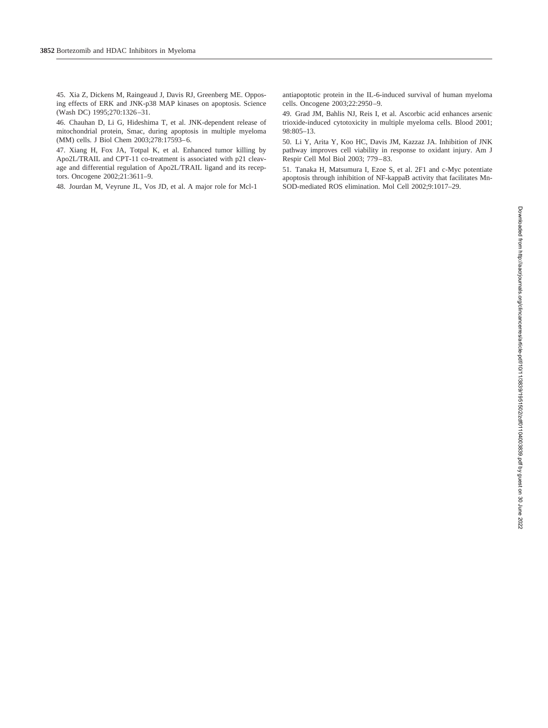45. Xia Z, Dickens M, Raingeaud J, Davis RJ, Greenberg ME. Opposing effects of ERK and JNK-p38 MAP kinases on apoptosis. Science (Wash DC) 1995;270:1326–31.

46. Chauhan D, Li G, Hideshima T, et al. JNK-dependent release of mitochondrial protein, Smac, during apoptosis in multiple myeloma (MM) cells. J Biol Chem 2003;278:17593–6.

47. Xiang H, Fox JA, Totpal K, et al. Enhanced tumor killing by Apo2L/TRAIL and CPT-11 co-treatment is associated with p21 cleavage and differential regulation of Apo2L/TRAIL ligand and its receptors. Oncogene 2002;21:3611–9.

48. Jourdan M, Veyrune JL, Vos JD, et al. A major role for Mcl-1 antiapoptotic protein in the IL-6-induced survival of human myeloma cells. Oncogene 2003;22:2950–9.

49. Grad JM, Bahlis NJ, Reis I, et al. Ascorbic acid enhances arsenic trioxide-induced cytotoxicity in multiple myeloma cells. Blood 2001; 98:805–13.

50. Li Y, Arita Y, Koo HC, Davis JM, Kazzaz JA. Inhibition of JNK pathway improves cell viability in response to oxidant injury. Am J Respir Cell Mol Biol 2003; 779–83.

51. Tanaka H, Matsumura I, Ezoe S, et al. 2F1 and c-Myc potentiate apoptosis through inhibition of NF-kappaB activity that facilitates Mn-SOD-mediated ROS elimination. Mol Cell 2002;9:1017–29.